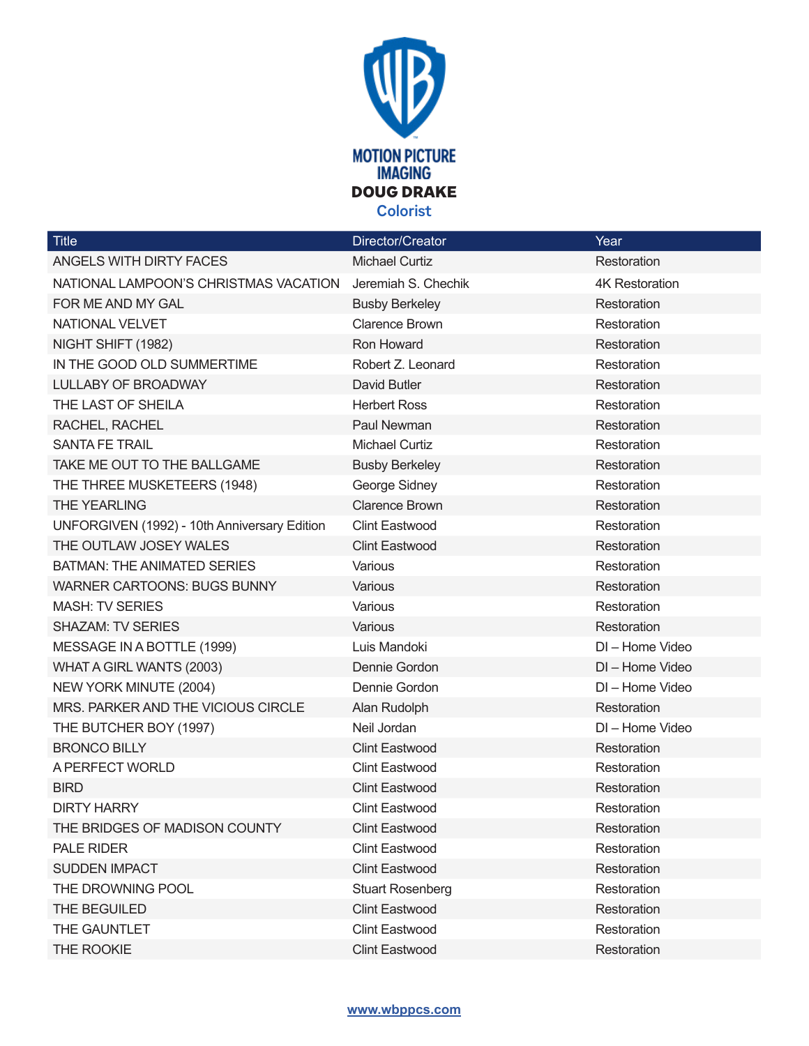MOTION PICTURE IMAGING

# DOUG DRAKE

## Colorist

| Title | Director/Creator | Year |
|---|---|---|
| ANGELS WITH DIRTY FACES | Michael Curtiz | Restoration |
| NATIONAL LAMPOON'S CHRISTMAS VACATION | Jeremiah S. Chechik | 4K Restoration |
| FOR ME AND MY GAL | Busby Berkeley | Restoration |
| NATIONAL VELVET | Clarence Brown | Restoration |
| NIGHT SHIFT (1982) | Ron Howard | Restoration |
| IN THE GOOD OLD SUMMERTIME | Robert Z. Leonard | Restoration |
| LULLABY OF BROADWAY | David Butler | Restoration |
| THE LAST OF SHEILA | Herbert Ross | Restoration |
| RACHEL, RACHEL | Paul Newman | Restoration |
| SANTA FE TRAIL | Michael Curtiz | Restoration |
| TAKE ME OUT TO THE BALLGAME | Busby Berkeley | Restoration |
| THE THREE MUSKETEERS (1948) | George Sidney | Restoration |
| THE YEARLING | Clarence Brown | Restoration |
| UNFORGIVEN (1992) - 10th Anniversary Edition | Clint Eastwood | Restoration |
| THE OUTLAW JOSEY WALES | Clint Eastwood | Restoration |
| BATMAN: THE ANIMATED SERIES | Various | Restoration |
| WARNER CARTOONS: BUGS BUNNY | Various | Restoration |
| MASH: TV SERIES | Various | Restoration |
| SHAZAM: TV SERIES | Various | Restoration |
| MESSAGE IN A BOTTLE (1999) | Luis Mandoki | DI – Home Video |
| WHAT A GIRL WANTS (2003) | Dennie Gordon | DI – Home Video |
| NEW YORK MINUTE (2004) | Dennie Gordon | DI – Home Video |
| MRS. PARKER AND THE VICIOUS CIRCLE | Alan Rudolph | Restoration |
| THE BUTCHER BOY (1997) | Neil Jordan | DI – Home Video |
| BRONCO BILLY | Clint Eastwood | Restoration |
| A PERFECT WORLD | Clint Eastwood | Restoration |
| BIRD | Clint Eastwood | Restoration |
| DIRTY HARRY | Clint Eastwood | Restoration |
| THE BRIDGES OF MADISON COUNTY | Clint Eastwood | Restoration |
| PALE RIDER | Clint Eastwood | Restoration |
| SUDDEN IMPACT | Clint Eastwood | Restoration |
| THE DROWNING POOL | Stuart Rosenberg | Restoration |
| THE BEGUILED | Clint Eastwood | Restoration |
| THE GAUNTLET | Clint Eastwood | Restoration |
| THE ROOKIE | Clint Eastwood | Restoration |

www.wbppcs.com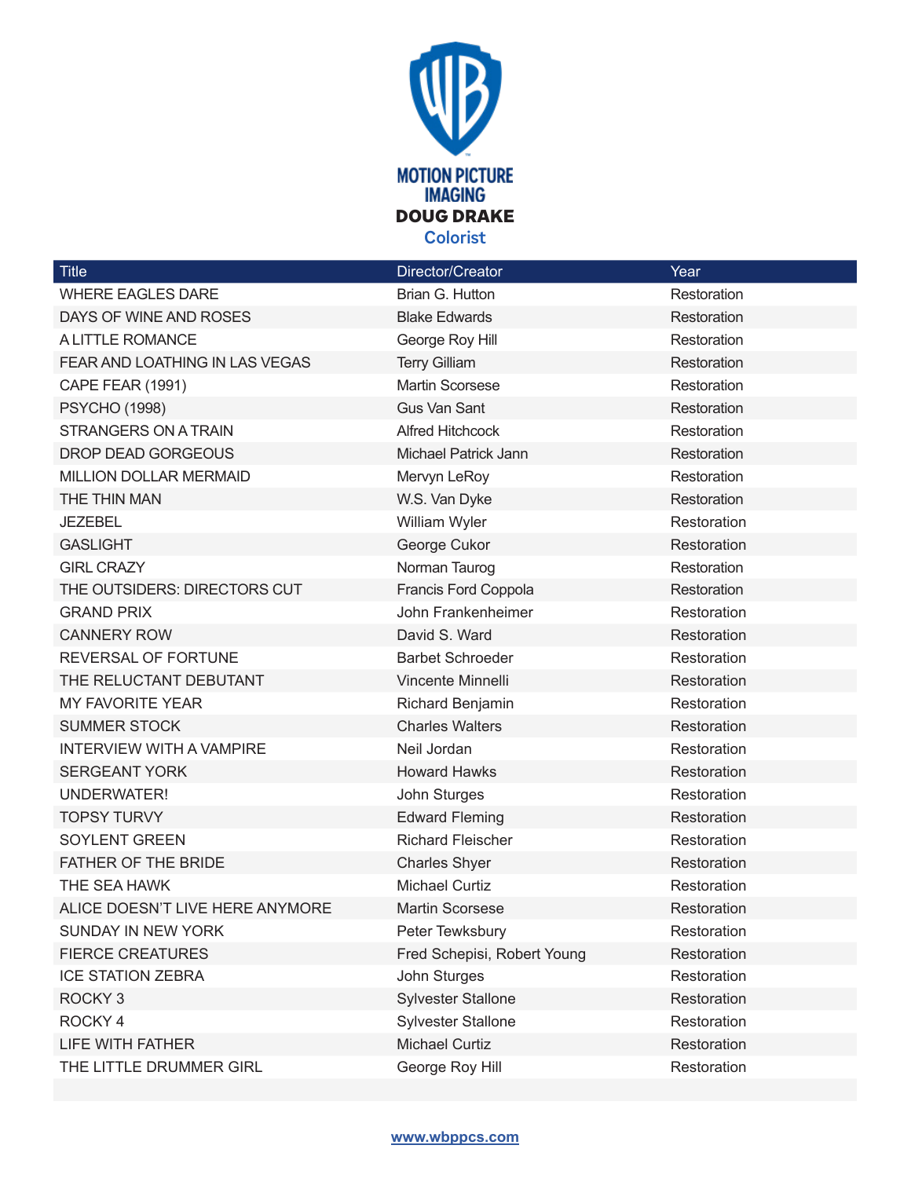MOTION PICTURE IMAGING

**DOUG DRAKE**

**Colorist**

| Title | Director/Creator | Year |
|---|---|---|
| WHERE EAGLES DARE | Brian G. Hutton | Restoration |
| DAYS OF WINE AND ROSES | Blake Edwards | Restoration |
| A LITTLE ROMANCE | George Roy Hill | Restoration |
| FEAR AND LOATHING IN LAS VEGAS | Terry Gilliam | Restoration |
| CAPE FEAR (1991) | Martin Scorsese | Restoration |
| PSYCHO (1998) | Gus Van Sant | Restoration |
| STRANGERS ON A TRAIN | Alfred Hitchcock | Restoration |
| DROP DEAD GORGEOUS | Michael Patrick Jann | Restoration |
| MILLION DOLLAR MERMAID | Mervyn LeRoy | Restoration |
| THE THIN MAN | W.S. Van Dyke | Restoration |
| JEZEBEL | William Wyler | Restoration |
| GASLIGHT | George Cukor | Restoration |
| GIRL CRAZY | Norman Taurog | Restoration |
| THE OUTSIDERS: DIRECTORS CUT | Francis Ford Coppola | Restoration |
| GRAND PRIX | John Frankenheimer | Restoration |
| CANNERY ROW | David S. Ward | Restoration |
| REVERSAL OF FORTUNE | Barbet Schroeder | Restoration |
| THE RELUCTANT DEBUTANT | Vincente Minnelli | Restoration |
| MY FAVORITE YEAR | Richard Benjamin | Restoration |
| SUMMER STOCK | Charles Walters | Restoration |
| INTERVIEW WITH A VAMPIRE | Neil Jordan | Restoration |
| SERGEANT YORK | Howard Hawks | Restoration |
| UNDERWATER! | John Sturges | Restoration |
| TOPSY TURVY | Edward Fleming | Restoration |
| SOYLENT GREEN | Richard Fleischer | Restoration |
| FATHER OF THE BRIDE | Charles Shyer | Restoration |
| THE SEA HAWK | Michael Curtiz | Restoration |
| ALICE DOESN'T LIVE HERE ANYMORE | Martin Scorsese | Restoration |
| SUNDAY IN NEW YORK | Peter Tewksbury | Restoration |
| FIERCE CREATURES | Fred Schepisi, Robert Young | Restoration |
| ICE STATION ZEBRA | John Sturges | Restoration |
| ROCKY 3 | Sylvester Stallone | Restoration |
| ROCKY 4 | Sylvester Stallone | Restoration |
| LIFE WITH FATHER | Michael Curtiz | Restoration |
| THE LITTLE DRUMMER GIRL | George Roy Hill | Restoration |

www.wbppcs.com